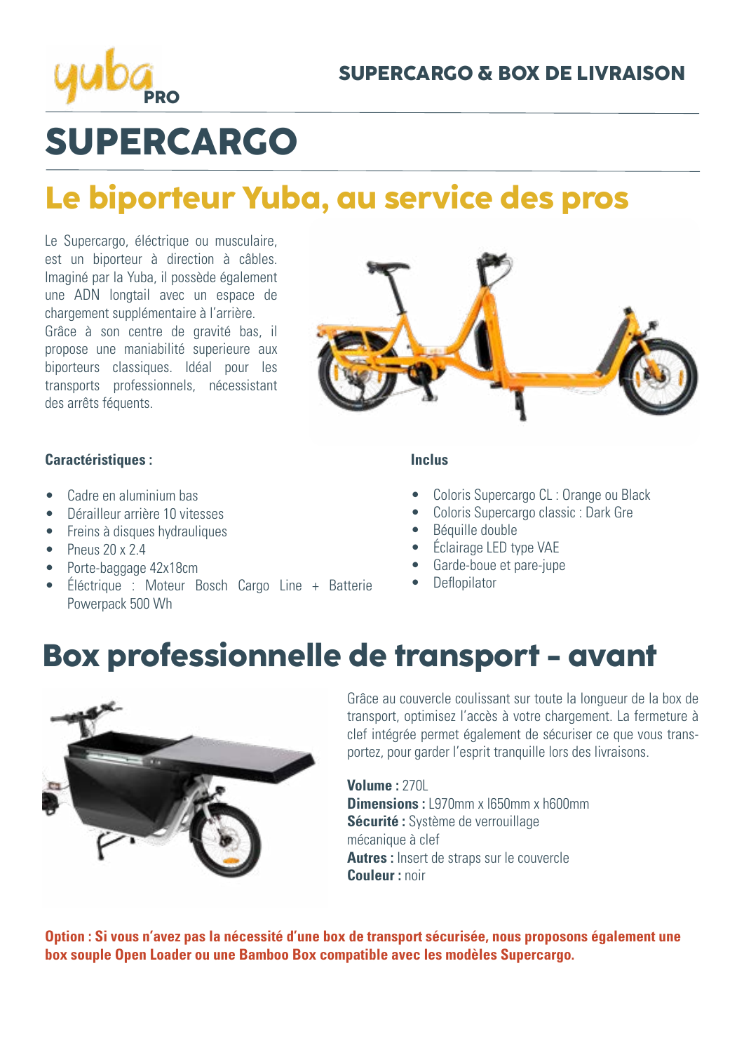yuba PRO

SUPERCARGO & BOX DE LIVRAISON

# SUPERCARGO

## Le biporteur Yuba, au service des pros

Le Supercargo, éléctrique ou musculaire, est un biporteur à direction à câbles. Imaginé par la Yuba, il possède également une ADN longtail avec un espace de chargement supplémentaire à l'arrière.
Grâce à son centre de gravité bas, il propose une maniabilité superieure aux biporteurs classiques. Idéal pour les transports professionnels, nécessitant des arrêts féquents.

**Caractéristiques :**

- Cadre en aluminium bas
- Dérailleur arrière 10 vitesses
- Freins à disques hydrauliques
- Pneus 20 x 2.4
- Porte-baggage 42x18cm
- Éléctrique : Moteur Bosch Cargo Line + Batterie Powerpack 500 Wh

**Inclus**

- Coloris Supercargo CL : Orange ou Black
- Coloris Supercargo classic : Dark Gre
- Béquille double
- Éclairage LED type VAE
- Garde-boue et pare-jupe
- Deflopilator

## Box professionnelle de transport - avant

Grâce au couvercle coulissant sur toute la longueur de la box de transport, optimisez l'accès à votre chargement. La fermeture à clef intégrée permet également de sécuriser ce que vous transportez, pour garder l'esprit tranquille lors des livraisons.

**Volume :** 270L
**Dimensions :** L970mm x l650mm x h600mm
**Sécurité :** Système de verrouillage mécanique à clef
**Autres :** Insert de straps sur le couvercle
**Couleur :** noir

**Option : Si vous n'avez pas la nécessité d'une box de transport sécurisée, nous proposons également une box souple Open Loader ou une Bamboo Box compatible avec les modèles Supercargo.**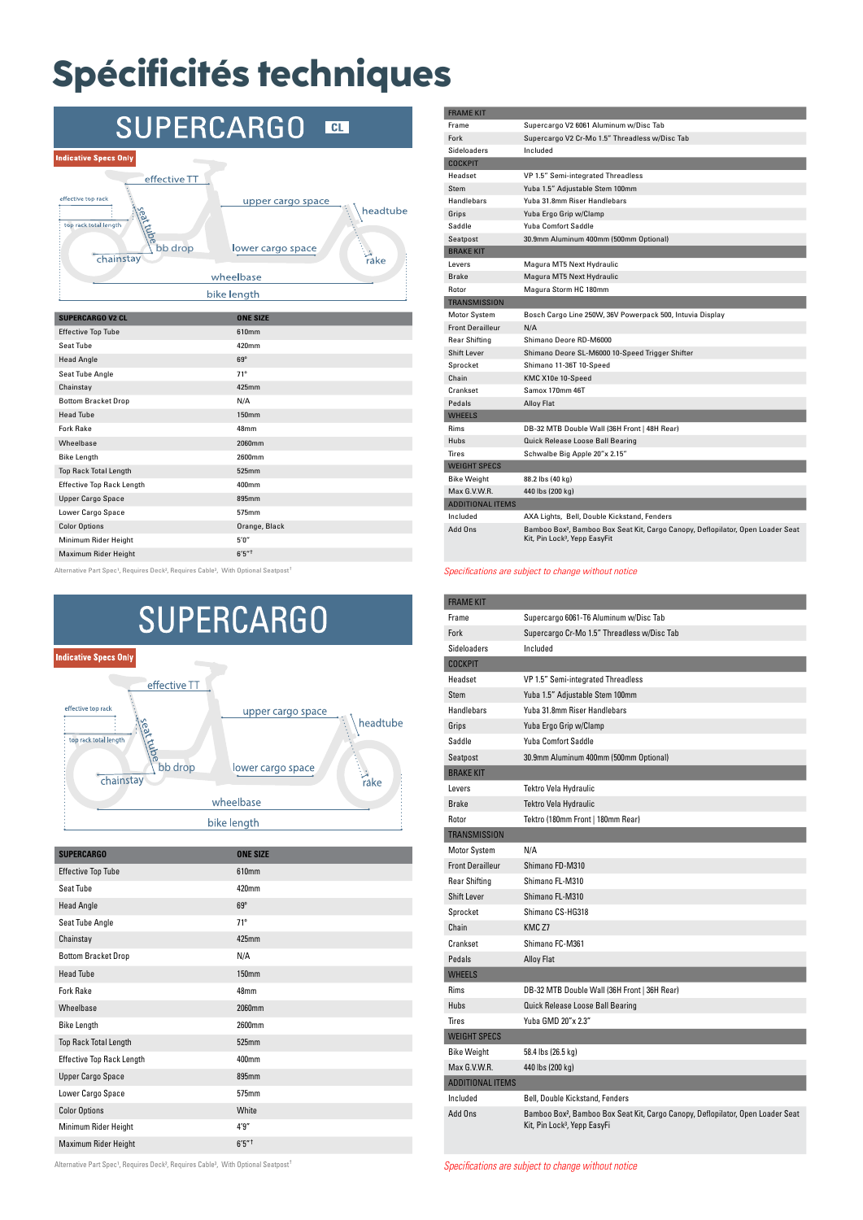# Spécificités techniques

## SUPERCARGO CL

Indicative Specs Only

effective TT
effective top rack
top rack total length
seat tube
upper cargo space
headtube
bb drop
lower cargo space
chainstay
rake
wheelbase
bike length

| SUPERCARGO V2 CL | ONE SIZE |
|---|---|
| Effective Top Tube | 610mm |
| Seat Tube | 420mm |
| Head Angle | 69° |
| Seat Tube Angle | 71° |
| Chainstay | 425mm |
| Bottom Bracket Drop | N/A |
| Head Tube | 150mm |
| Fork Rake | 48mm |
| Wheelbase | 2060mm |
| Bike Length | 2600mm |
| Top Rack Total Length | 525mm |
| Effective Top Rack Length | 400mm |
| Upper Cargo Space | 895mm |
| Lower Cargo Space | 575mm |
| Color Options | Orange, Black |
| Minimum Rider Height | 5'0" |
| Maximum Rider Height | 6'5"† |

Alternative Part Spec[1], Requires Deck[2], Requires Cable[3], With Optional Seatpost†

| | |
|---|---|
| **FRAME KIT** | |
| Frame | Supercargo V2 6061 Aluminum w/Disc Tab |
| Fork | Supercargo V2 Cr-Mo 1.5" Threadless w/Disc Tab |
| Sideloaders | Included |
| **COCKPIT** | |
| Headset | VP 1.5" Semi-integrated Threadless |
| Stem | Yuba 1.5" Adjustable Stem 100mm |
| Handlebars | Yuba 31.8mm Riser Handlebars |
| Grips | Yuba Ergo Grip w/Clamp |
| Saddle | Yuba Comfort Saddle |
| Seatpost | 30.9mm Aluminum 400mm (500mm Optional) |
| **BRAKE KIT** | |
| Levers | Magura MT5 Next Hydraulic |
| Brake | Magura MT5 Next Hydraulic |
| Rotor | Magura Storm HC 180mm |
| **TRANSMISSION** | |
| Motor System | Bosch Cargo Line 250W, 36V Powerpack 500, Intuvia Display |
| Front Derailleur | N/A |
| Rear Shifting | Shimano Deore RD-M6000 |
| Shift Lever | Shimano Deore SL-M6000 10-Speed Trigger Shifter |
| Sprocket | Shimano 11-36T 10-Speed |
| Chain | KMC X10e 10-Speed |
| Crankset | Samox 170mm 46T |
| Pedals | Alloy Flat |
| **WHEELS** | |
| Rims | DB-32 MTB Double Wall (36H Front \| 48H Rear) |
| Hubs | Quick Release Loose Ball Bearing |
| Tires | Schwalbe Big Apple 20"x 2.15" |
| **WEIGHT SPECS** | |
| Bike Weight | 88.2 lbs (40 kg) |
| Max G.V.W.R. | 440 lbs (200 kg) |
| **ADDITIONAL ITEMS** | |
| Included | AXA Lights, Bell, Double Kickstand, Fenders |
| Add Ons | Bamboo Box[2], Bamboo Box Seat Kit, Cargo Canopy, Deflopilator, Open Loader Seat Kit, Pin Lock[3], Yepp EasyFit |

*Specifications are subject to change without notice*

## SUPERCARGO

Indicative Specs Only

effective TT
effective top rack
top rack total length
seat tube
upper cargo space
headtube
bb drop
lower cargo space
chainstay
rake
wheelbase
bike length

| SUPERCARGO | ONE SIZE |
|---|---|
| Effective Top Tube | 610mm |
| Seat Tube | 420mm |
| Head Angle | 69° |
| Seat Tube Angle | 71° |
| Chainstay | 425mm |
| Bottom Bracket Drop | N/A |
| Head Tube | 150mm |
| Fork Rake | 48mm |
| Wheelbase | 2060mm |
| Bike Length | 2600mm |
| Top Rack Total Length | 525mm |
| Effective Top Rack Length | 400mm |
| Upper Cargo Space | 895mm |
| Lower Cargo Space | 575mm |
| Color Options | White |
| Minimum Rider Height | 4'9" |
| Maximum Rider Height | 6'5"† |

Alternative Part Spec[1], Requires Deck[2], Requires Cable[3], With Optional Seatpost†

| | |
|---|---|
| **FRAME KIT** | |
| Frame | Supercargo 6061-T6 Aluminum w/Disc Tab |
| Fork | Supercargo Cr-Mo 1.5" Threadless w/Disc Tab |
| Sideloaders | Included |
| **COCKPIT** | |
| Headset | VP 1.5" Semi-integrated Threadless |
| Stem | Yuba 1.5" Adjustable Stem 100mm |
| Handlebars | Yuba 31.8mm Riser Handlebars |
| Grips | Yuba Ergo Grip w/Clamp |
| Saddle | Yuba Comfort Saddle |
| Seatpost | 30.9mm Aluminum 400mm (500mm Optional) |
| **BRAKE KIT** | |
| Levers | Tektro Vela Hydraulic |
| Brake | Tektro Vela Hydraulic |
| Rotor | Tektro (180mm Front \| 180mm Rear) |
| **TRANSMISSION** | |
| Motor System | N/A |
| Front Derailleur | Shimano FD-M310 |
| Rear Shifting | Shimano FL-M310 |
| Shift Lever | Shimano FL-M310 |
| Sprocket | Shimano CS-HG318 |
| Chain | KMC Z7 |
| Crankset | Shimano FC-M361 |
| Pedals | Alloy Flat |
| **WHEELS** | |
| Rims | DB-32 MTB Double Wall (36H Front \| 36H Rear) |
| Hubs | Quick Release Loose Ball Bearing |
| Tires | Yuba GMD 20"x 2.3" |
| **WEIGHT SPECS** | |
| Bike Weight | 58.4 lbs (26.5 kg) |
| Max G.V.W.R. | 440 lbs (200 kg) |
| **ADDITIONAL ITEMS** | |
| Included | Bell, Double Kickstand, Fenders |
| Add Ons | Bamboo Box[2], Bamboo Box Seat Kit, Cargo Canopy, Deflopilator, Open Loader Seat Kit, Pin Lock[3], Yepp EasyFit |

*Specifications are subject to change without notice*